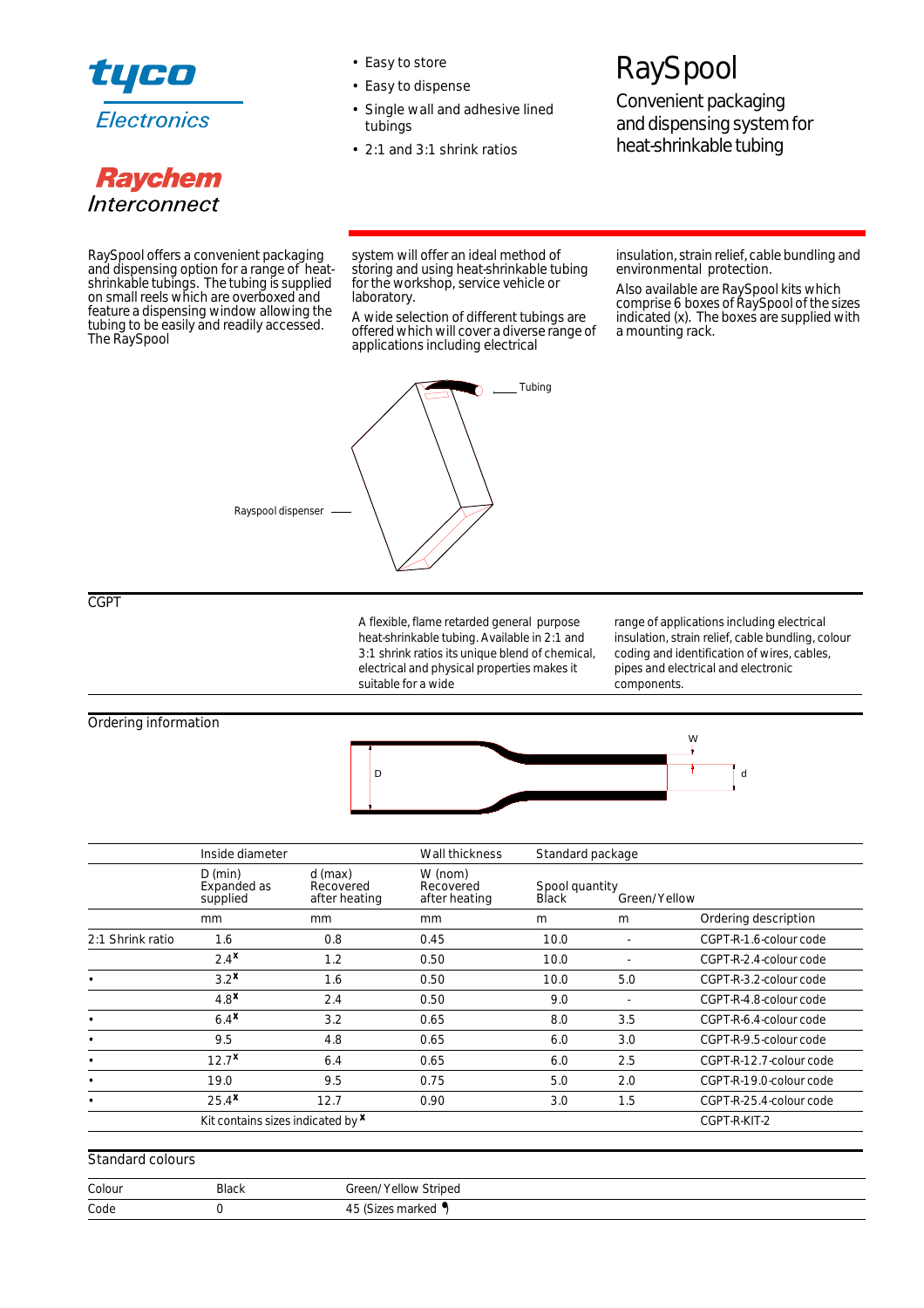tyco Electronics

Raychem Interconnect

- Easy to store
- Easy to dispense
- Single wall and adhesive lined tubings
- 2:1 and 3:1 shrink ratios

# RaySpool

## Convenient packaging and dispensing system for heat-shrinkable tubing

RaySpool offers a convenient packaging and dispensing option for a range of heat-shrinkable tubings. The tubing is supplied on small reels which are overboxed and feature a dispensing window allowing the tubing to be easily and readily accessed. The RaySpool system will offer an ideal method of storing and using heat-shrinkable tubing for the workshop, service vehicle or laboratory.

A wide selection of different tubings are offered which will cover a diverse range of applications including electrical insulation, strain relief, cable bundling and environmental protection.

Also available are RaySpool kits which comprise 6 boxes of RaySpool of the sizes indicated (x). The boxes are supplied with a mounting rack.

Tubing

Rayspool dispenser

## CGPT

A flexible, flame retarded general purpose heat-shrinkable tubing. Available in 2:1 and 3:1 shrink ratios its unique blend of chemical, electrical and physical properties makes it suitable for a wide range of applications including electrical insulation, strain relief, cable bundling, colour coding and identification of wires, cables, pipes and electrical and electronic components.

## Ordering information

D   W   d

| | Inside diameter | | Wall thickness | Standard package | | |
|---|---|---|---|---|---|---|
| | D (min) Expanded as supplied | d (max) Recovered after heating | W (nom) Recovered after heating | Spool quantity Black | Green/Yellow | |
| | mm | mm | mm | m | m | Ordering description |
| 2:1 Shrink ratio | 1.6 | 0.8 | 0.45 | 10.0 | - | CGPT-R-1.6-colour code |
| | 2.4x | 1.2 | 0.50 | 10.0 | - | CGPT-R-2.4-colour code |
| • | 3.2x | 1.6 | 0.50 | 10.0 | 5.0 | CGPT-R-3.2-colour code |
| | 4.8x | 2.4 | 0.50 | 9.0 | - | CGPT-R-4.8-colour code |
| • | 6.4x | 3.2 | 0.65 | 8.0 | 3.5 | CGPT-R-6.4-colour code |
| • | 9.5 | 4.8 | 0.65 | 6.0 | 3.0 | CGPT-R-9.5-colour code |
| • | 12.7x | 6.4 | 0.65 | 6.0 | 2.5 | CGPT-R-12.7-colour code |
| • | 19.0 | 9.5 | 0.75 | 5.0 | 2.0 | CGPT-R-19.0-colour code |
| • | 25.4x | 12.7 | 0.90 | 3.0 | 1.5 | CGPT-R-25.4-colour code |
| | Kit contains sizes indicated by x | | | | | CGPT-R-KIT-2 |

## Standard colours

| Colour | Black | Green/Yellow Striped |
|---|---|---|
| Code | 0 | 45 (Sizes marked •) |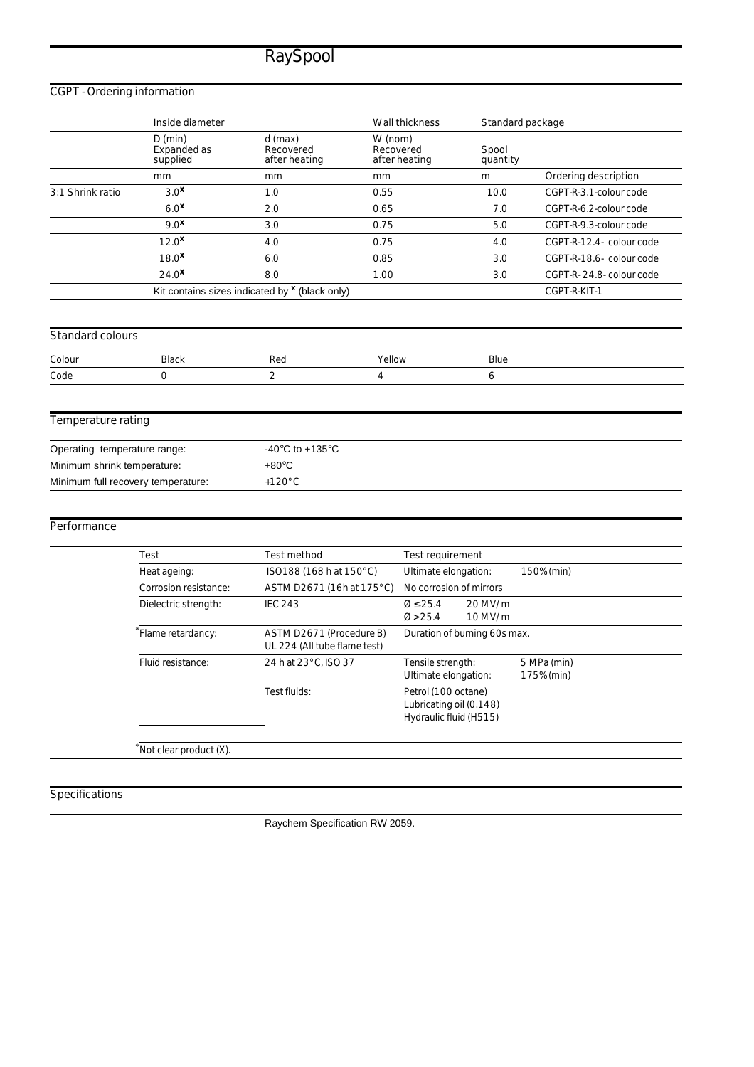# RaySpool

## CGPT - Ordering information

| | Inside diameter | | Wall thickness | Standard package | |
|---|---|---|---|---|---|
| | D (min) Expanded as supplied | d (max) Recovered after heating | W (nom) Recovered after heating | Spool quantity | |
| | mm | mm | mm | m | Ordering description |
| 3:1 Shrink ratio | 3.0[x] | 1.0 | 0.55 | 10.0 | CGPT-R-3.1-colour code |
| | 6.0[x] | 2.0 | 0.65 | 7.0 | CGPT-R-6.2-colour code |
| | 9.0[x] | 3.0 | 0.75 | 5.0 | CGPT-R-9.3-colour code |
| | 12.0[x] | 4.0 | 0.75 | 4.0 | CGPT-R-12.4- colour code |
| | 18.0[x] | 6.0 | 0.85 | 3.0 | CGPT-R-18.6- colour code |
| | 24.0[x] | 8.0 | 1.00 | 3.0 | CGPT-R- 24.8- colour code |
| | Kit contains sizes indicated by [x] (black only) | | | | CGPT-R-KIT-1 |

## Standard colours

| Colour | Black | Red | Yellow | Blue |
|---|---|---|---|---|
| Code | 0 | 2 | 4 | 6 |

## Temperature rating

| | |
|---|---|
| Operating temperature range: | -40°C to +135°C |
| Minimum shrink temperature: | +80°C |
| Minimum full recovery temperature: | +120°C |

## Performance

| Test | Test method | Test requirement | |
|---|---|---|---|
| Heat ageing: | ISO188 (168 h at 150°C) | Ultimate elongation: | 150% (min) |
| Corrosion resistance: | ASTM D2671 (16h at 175°C) | No corrosion of mirrors | |
| Dielectric strength: | IEC 243 | Ø ≤ 25.4<br>Ø > 25.4 | 20 MV/m<br>10 MV/m |
| *Flame retardancy: | ASTM D2671 (Procedure B)<br>UL 224 (All tube flame test) | Duration of burning 60s max. | |
| Fluid resistance: | 24 h at 23°C, ISO 37 | Tensile strength:<br>Ultimate elongation: | 5 MPa (min)<br>175% (min) |
| | Test fluids: | Petrol (100 octane)<br>Lubricating oil (0.148)<br>Hydraulic fluid (H515) | |

*Not clear product (X).

## Specifications

Raychem Specification RW 2059.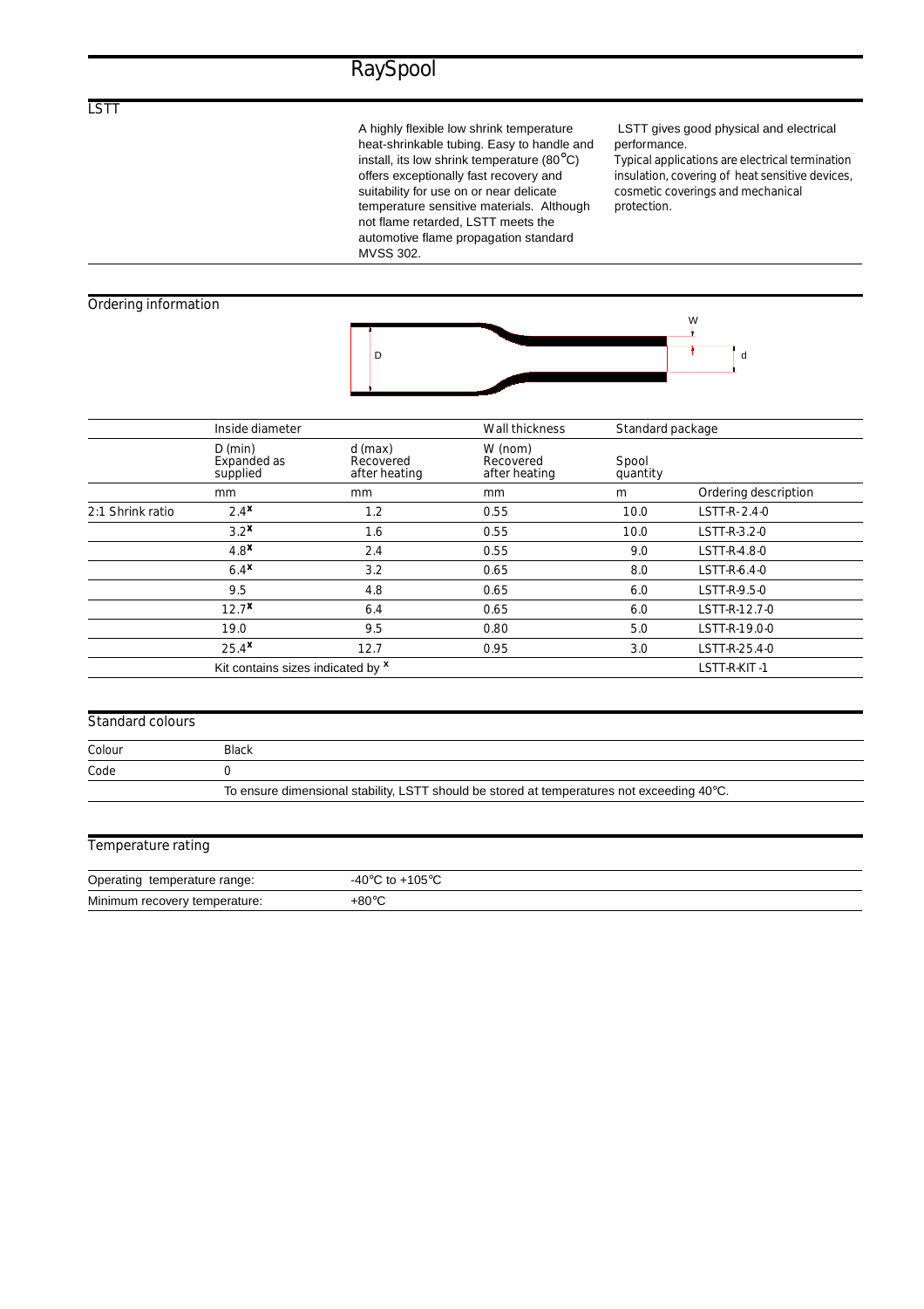# RaySpool

## LSTT

A highly flexible low shrink temperature heat-shrinkable tubing. Easy to handle and install, its low shrink temperature (80°C) offers exceptionally fast recovery and suitability for use on or near delicate temperature sensitive materials. Although not flame retarded, LSTT meets the automotive flame propagation standard MVSS 302.

LSTT gives good physical and electrical performance.
Typical applications are electrical termination insulation, covering of heat sensitive devices, cosmetic coverings and mechanical protection.

## Ordering information

|  | Inside diameter |  | Wall thickness | Standard package |  |
|---|---|---|---|---|---|
|  | D (min) Expanded as supplied | d (max) Recovered after heating | W (nom) Recovered after heating | Spool quantity |  |
|  | mm | mm | mm | m | Ordering description |
| 2:1 Shrink ratio | 2.4x | 1.2 | 0.55 | 10.0 | LSTT-R-2.4-0 |
|  | 3.2x | 1.6 | 0.55 | 10.0 | LSTT-R-3.2-0 |
|  | 4.8x | 2.4 | 0.55 | 9.0 | LSTT-R-4.8-0 |
|  | 6.4x | 3.2 | 0.65 | 8.0 | LSTT-R-6.4-0 |
|  | 9.5 | 4.8 | 0.65 | 6.0 | LSTT-R-9.5-0 |
|  | 12.7x | 6.4 | 0.65 | 6.0 | LSTT-R-12.7-0 |
|  | 19.0 | 9.5 | 0.80 | 5.0 | LSTT-R-19.0-0 |
|  | 25.4x | 12.7 | 0.95 | 3.0 | LSTT-R-25.4-0 |
|  | Kit contains sizes indicated by x |  |  |  | LSTT-R-KIT-1 |

## Standard colours

| Colour | Black |
|---|---|
| Code | 0 |

To ensure dimensional stability, LSTT should be stored at temperatures not exceeding 40°C.

## Temperature rating

| Operating temperature range: | -40°C to +105°C |
|---|---|
| Minimum recovery temperature: | +80°C |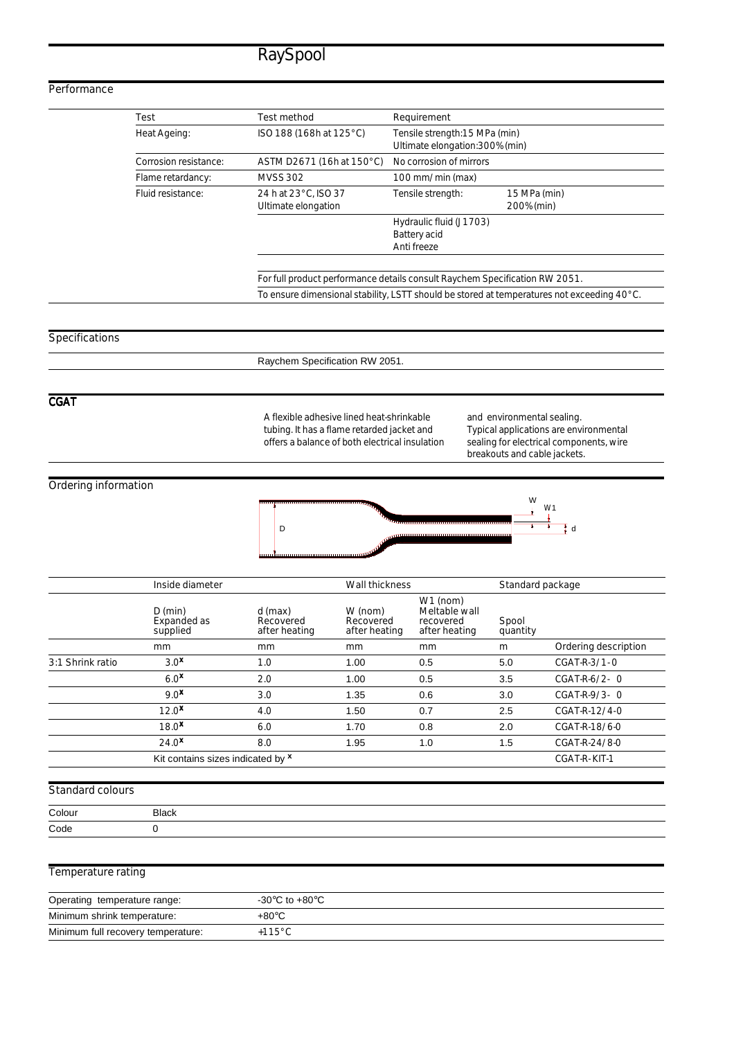# RaySpool

## Performance

| Test | Test method | Requirement | |
|---|---|---|---|
| Heat Ageing: | ISO 188 (168h at 125°C) | Tensile strength:15 MPa (min)<br>Ultimate elongation:300%(min) | |
| Corrosion resistance: | ASTM D2671 (16h at 150°C) | No corrosion of mirrors | |
| Flame retardancy: | MVSS 302 | 100 mm/min (max) | |
| Fluid resistance: | 24 h at 23°C, ISO 37<br>Ultimate elongation | Tensile strength: | 15 MPa (min)<br>200%(min) |
| | | Hydraulic fluid (J1703)<br>Battery acid<br>Anti freeze | |

For full product performance details consult Raychem Specification RW 2051.

To ensure dimensional stability, LSTT should be stored at temperatures not exceeding 40°C.

## Specifications

Raychem Specification RW 2051.

## CGAT

A flexible adhesive lined heat-shrinkable tubing. It has a flame retarded jacket and offers a balance of both electrical insulation and environmental sealing. Typical applications are environmental sealing for electrical components, wire breakouts and cable jackets.

## Ordering information

| | Inside diameter | | Wall thickness | | Standard package | |
|---|---|---|---|---|---|---|
| | D (min) Expanded as supplied | d (max) Recovered after heating | W (nom) Recovered after heating | W1 (nom) Meltable wall recovered after heating | Spool quantity | |
| | mm | mm | mm | mm | m | Ordering description |
| 3:1 Shrink ratio | 3.0^x | 1.0 | 1.00 | 0.5 | 5.0 | CGAT-R-3/1-0 |
| | 6.0^x | 2.0 | 1.00 | 0.5 | 3.5 | CGAT-R-6/2- 0 |
| | 9.0^x | 3.0 | 1.35 | 0.6 | 3.0 | CGAT-R-9/3- 0 |
| | 12.0^x | 4.0 | 1.50 | 0.7 | 2.5 | CGAT-R-12/4-0 |
| | 18.0^x | 6.0 | 1.70 | 0.8 | 2.0 | CGAT-R-18/6-0 |
| | 24.0^x | 8.0 | 1.95 | 1.0 | 1.5 | CGAT-R-24/8-0 |
| | Kit contains sizes indicated by ^x | | | | | CGAT-R-KIT-1 |

## Standard colours

| Colour | Black |
|---|---|
| Code | 0 |

## Temperature rating

| Operating temperature range: | -30°C to +80°C |
|---|---|
| Minimum shrink temperature: | +80°C |
| Minimum full recovery temperature: | +115°C |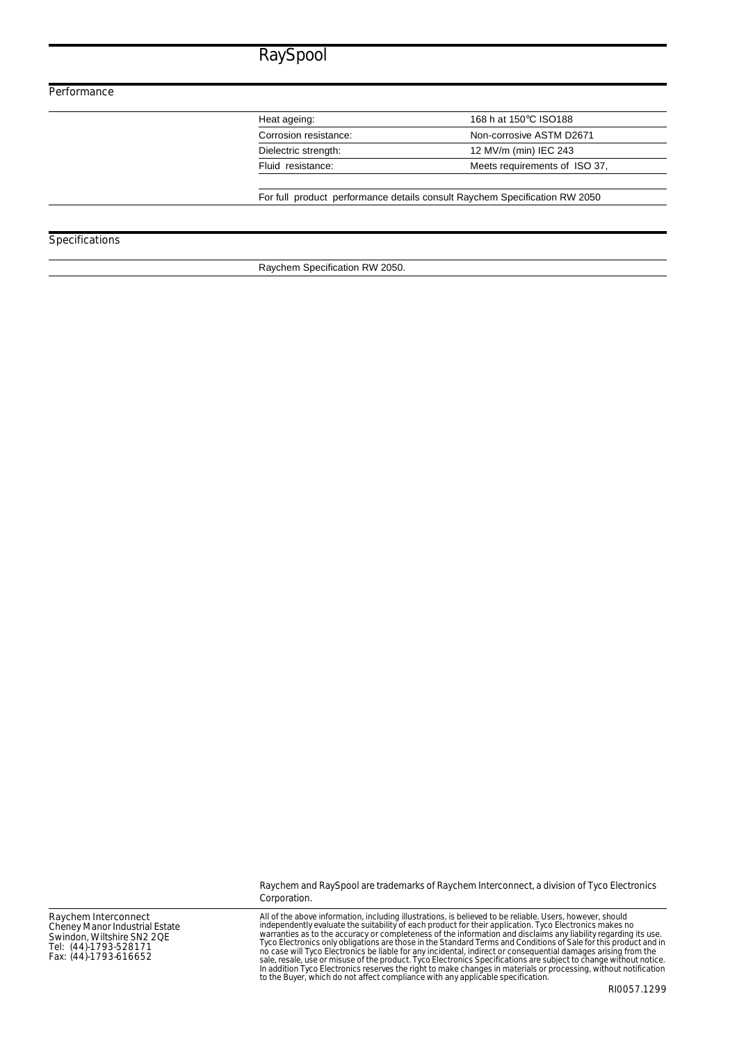# RaySpool

## Performance

| | |
|---|---|
| Heat ageing: | 168 h at 150°C ISO188 |
| Corrosion resistance: | Non-corrosive ASTM D2671 |
| Dielectric strength: | 12 MV/m (min) IEC 243 |
| Fluid resistance: | Meets requirements of ISO 37, |

For full product performance details consult Raychem Specification RW 2050

## Specifications

Raychem Specification RW 2050.

Raychem and RaySpool are trademarks of Raychem Interconnect, a division of Tyco Electronics Corporation.

Raychem Interconnect
Cheney Manor Industrial Estate
Swindon, Wiltshire SN2 2QE
Tel: (44)-1793-528171
Fax: (44)-1793-616652

All of the above information, including illustrations, is believed to be reliable. Users, however, should independently evaluate the suitability of each product for their application. Tyco Electronics makes no warranties as to the accuracy or completeness of the information and disclaims any liability regarding its use. Tyco Electronics only obligations are those in the Standard Terms and Conditions of Sale for this product and in no case will Tyco Electronics be liable for any incidental, indirect or consequential damages arising from the sale, resale, use or misuse of the product. Tyco Electronics Specifications are subject to change without notice. In addition Tyco Electronics reserves the right to make changes in materials or processing, without notification to the Buyer, which do not affect compliance with any applicable specification.

RI0057.1299